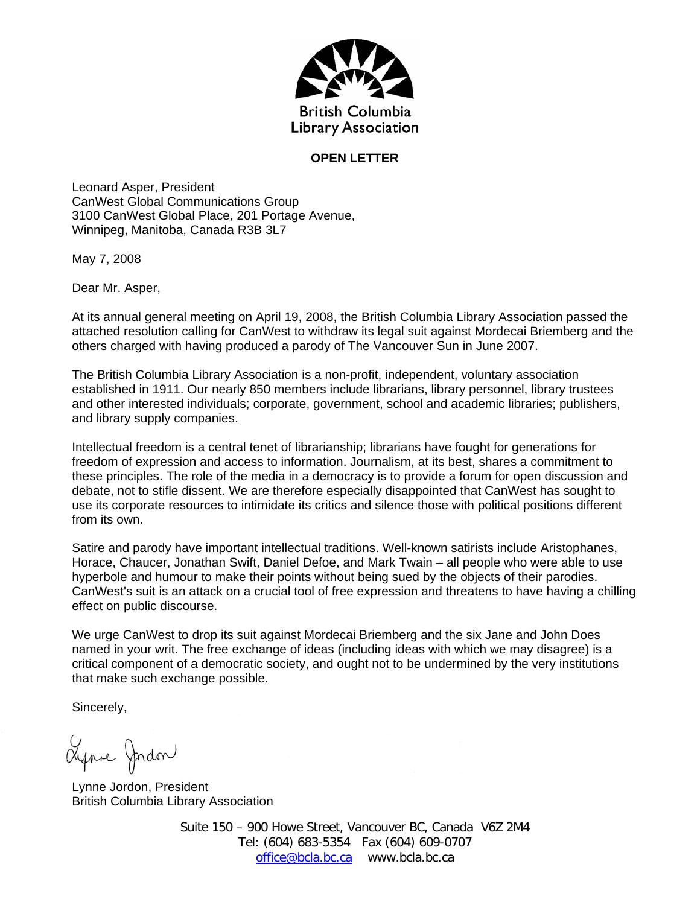British Columbia
Library Association

**OPEN LETTER**

Leonard Asper, President
CanWest Global Communications Group
3100 CanWest Global Place, 201 Portage Avenue,
Winnipeg, Manitoba, Canada R3B 3L7

May 7, 2008

Dear Mr. Asper,

At its annual general meeting on April 19, 2008, the British Columbia Library Association passed the attached resolution calling for CanWest to withdraw its legal suit against Mordecai Briemberg and the others charged with having produced a parody of The Vancouver Sun in June 2007.

The British Columbia Library Association is a non-profit, independent, voluntary association established in 1911. Our nearly 850 members include librarians, library personnel, library trustees and other interested individuals; corporate, government, school and academic libraries; publishers, and library supply companies.

Intellectual freedom is a central tenet of librarianship; librarians have fought for generations for freedom of expression and access to information. Journalism, at its best, shares a commitment to these principles. The role of the media in a democracy is to provide a forum for open discussion and debate, not to stifle dissent. We are therefore especially disappointed that CanWest has sought to use its corporate resources to intimidate its critics and silence those with political positions different from its own.

Satire and parody have important intellectual traditions. Well-known satirists include Aristophanes, Horace, Chaucer, Jonathan Swift, Daniel Defoe, and Mark Twain – all people who were able to use hyperbole and humour to make their points without being sued by the objects of their parodies. CanWest's suit is an attack on a crucial tool of free expression and threatens to have having a chilling effect on public discourse.

We urge CanWest to drop its suit against Mordecai Briemberg and the six Jane and John Does named in your writ. The free exchange of ideas (including ideas with which we may disagree) is a critical component of a democratic society, and ought not to be undermined by the very institutions that make such exchange possible.

Sincerely,

Lynne Jordon

Lynne Jordon, President
British Columbia Library Association

Suite 150 – 900 Howe Street, Vancouver BC, Canada V6Z 2M4
Tel: (604) 683-5354 Fax (604) 609-0707
office@bcla.bc.ca www.bcla.bc.ca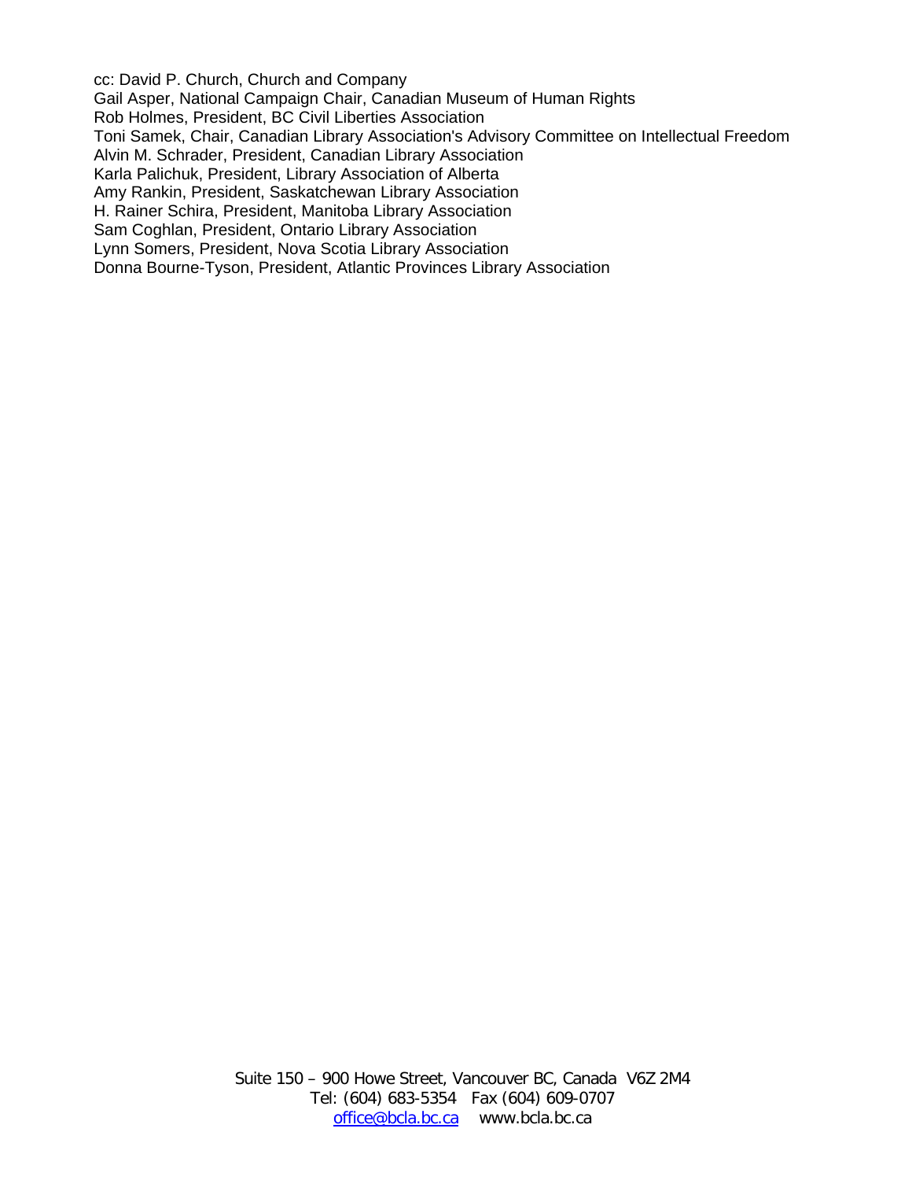cc: David P. Church, Church and Company
Gail Asper, National Campaign Chair, Canadian Museum of Human Rights
Rob Holmes, President, BC Civil Liberties Association
Toni Samek, Chair, Canadian Library Association's Advisory Committee on Intellectual Freedom
Alvin M. Schrader, President, Canadian Library Association
Karla Palichuk, President, Library Association of Alberta
Amy Rankin, President, Saskatchewan Library Association
H. Rainer Schira, President, Manitoba Library Association
Sam Coghlan, President, Ontario Library Association
Lynn Somers, President, Nova Scotia Library Association
Donna Bourne-Tyson, President, Atlantic Provinces Library Association